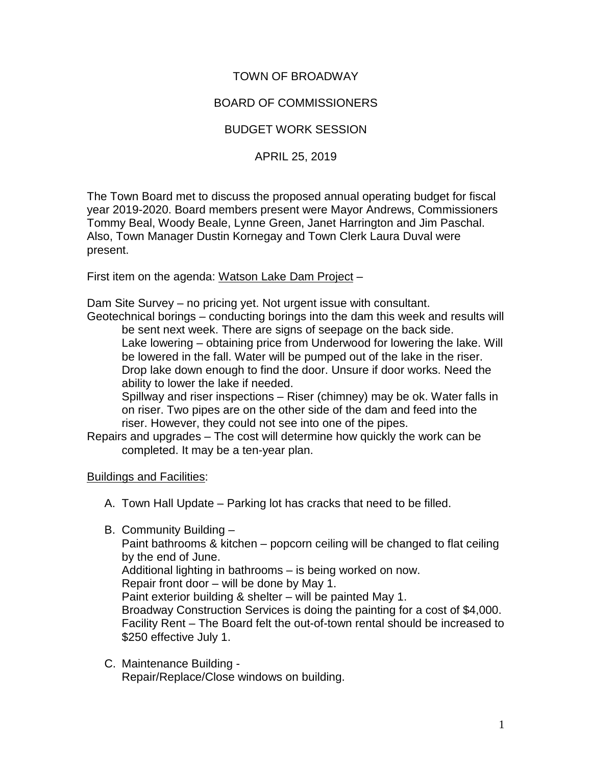# TOWN OF BROADWAY

## BOARD OF COMMISSIONERS

## BUDGET WORK SESSION

## APRIL 25, 2019

The Town Board met to discuss the proposed annual operating budget for fiscal year 2019-2020. Board members present were Mayor Andrews, Commissioners Tommy Beal, Woody Beale, Lynne Green, Janet Harrington and Jim Paschal. Also, Town Manager Dustin Kornegay and Town Clerk Laura Duval were present.

First item on the agenda: Watson Lake Dam Project –

Dam Site Survey – no pricing yet. Not urgent issue with consultant.

Geotechnical borings – conducting borings into the dam this week and results will be sent next week. There are signs of seepage on the back side.

Lake lowering – obtaining price from Underwood for lowering the lake. Will be lowered in the fall. Water will be pumped out of the lake in the riser. Drop lake down enough to find the door. Unsure if door works. Need the ability to lower the lake if needed.

Spillway and riser inspections – Riser (chimney) may be ok. Water falls in on riser. Two pipes are on the other side of the dam and feed into the riser. However, they could not see into one of the pipes.

Repairs and upgrades – The cost will determine how quickly the work can be completed. It may be a ten-year plan.

Buildings and Facilities:

A. Town Hall Update – Parking lot has cracks that need to be filled.

B. Community Building –
   Paint bathrooms & kitchen – popcorn ceiling will be changed to flat ceiling by the end of June.
   Additional lighting in bathrooms – is being worked on now.
   Repair front door – will be done by May 1.
   Paint exterior building & shelter – will be painted May 1.
   Broadway Construction Services is doing the painting for a cost of $4,000.
   Facility Rent – The Board felt the out-of-town rental should be increased to $250 effective July 1.

C. Maintenance Building -
   Repair/Replace/Close windows on building.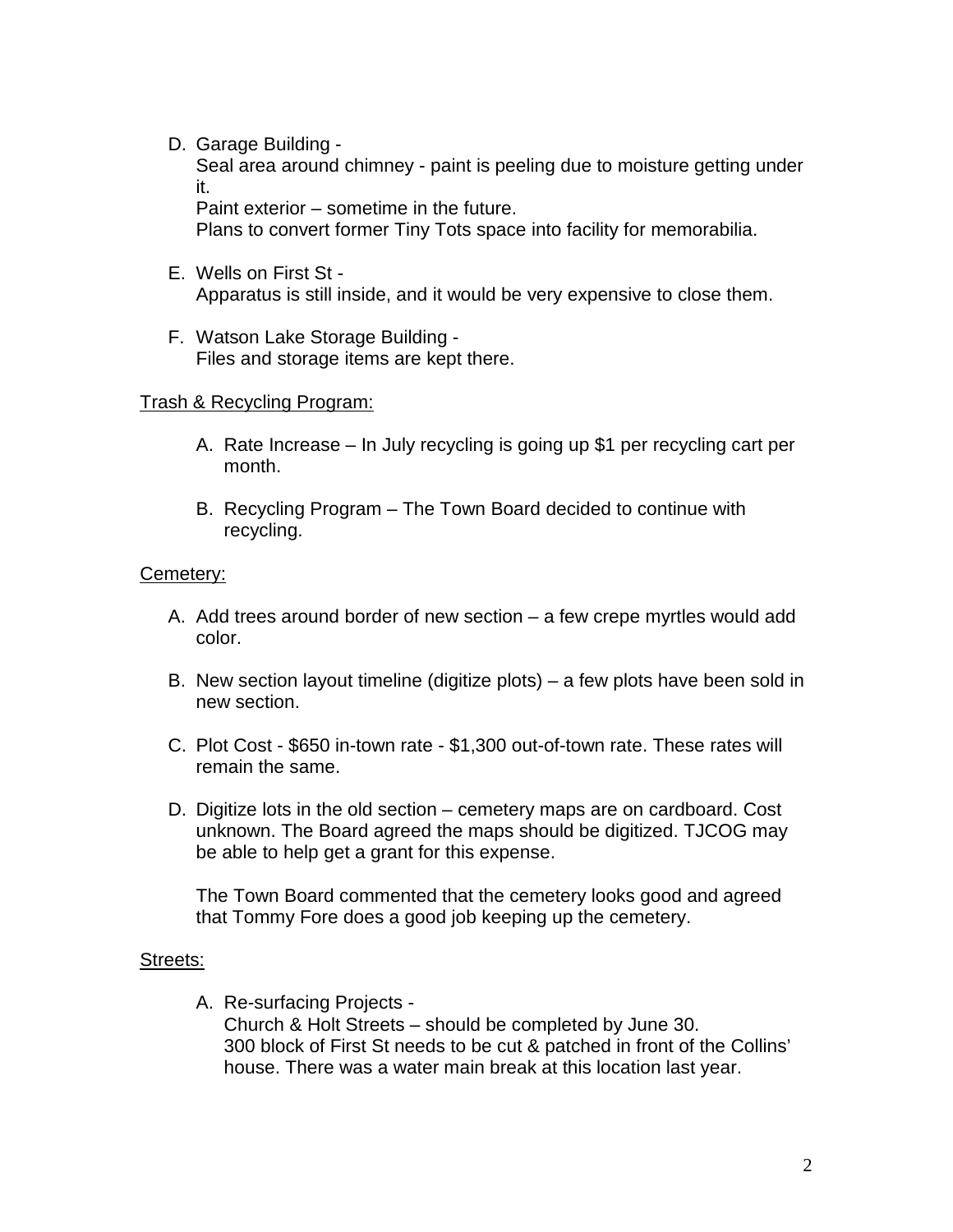D. Garage Building -
   Seal area around chimney - paint is peeling due to moisture getting under it.
   Paint exterior – sometime in the future.
   Plans to convert former Tiny Tots space into facility for memorabilia.

E. Wells on First St -
   Apparatus is still inside, and it would be very expensive to close them.

F. Watson Lake Storage Building -
   Files and storage items are kept there.

<u>Trash & Recycling Program:</u>

A. Rate Increase – In July recycling is going up $1 per recycling cart per month.

B. Recycling Program – The Town Board decided to continue with recycling.

<u>Cemetery:</u>

A. Add trees around border of new section – a few crepe myrtles would add color.

B. New section layout timeline (digitize plots) – a few plots have been sold in new section.

C. Plot Cost - $650 in-town rate - $1,300 out-of-town rate. These rates will remain the same.

D. Digitize lots in the old section – cemetery maps are on cardboard. Cost unknown. The Board agreed the maps should be digitized. TJCOG may be able to help get a grant for this expense.

   The Town Board commented that the cemetery looks good and agreed that Tommy Fore does a good job keeping up the cemetery.

<u>Streets:</u>

A. Re-surfacing Projects -
   Church & Holt Streets – should be completed by June 30.
   300 block of First St needs to be cut & patched in front of the Collins' house. There was a water main break at this location last year.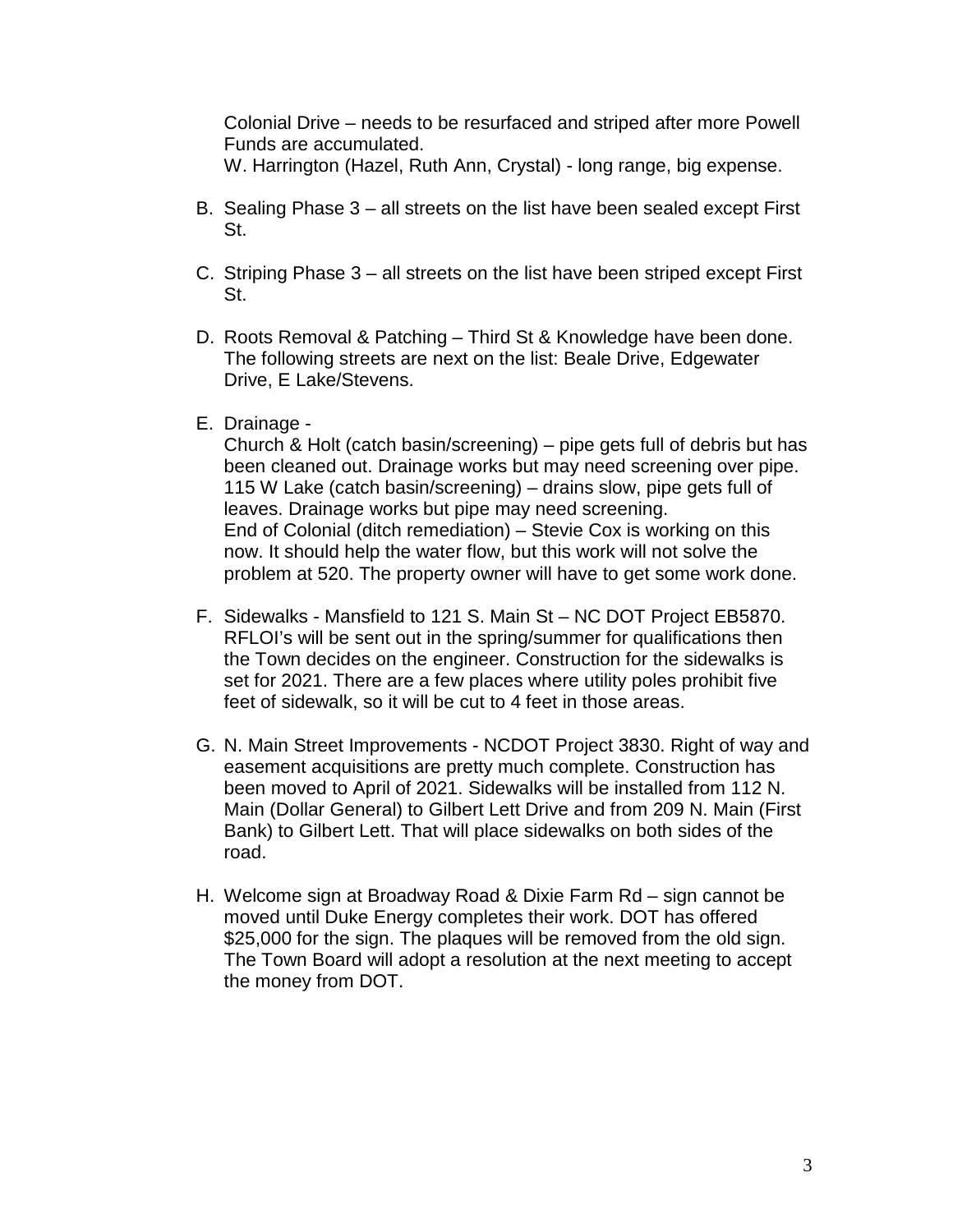Colonial Drive – needs to be resurfaced and striped after more Powell Funds are accumulated.
W. Harrington (Hazel, Ruth Ann, Crystal) - long range, big expense.

B. Sealing Phase 3 – all streets on the list have been sealed except First St.

C. Striping Phase 3 – all streets on the list have been striped except First St.

D. Roots Removal & Patching – Third St & Knowledge have been done. The following streets are next on the list: Beale Drive, Edgewater Drive, E Lake/Stevens.

E. Drainage -
Church & Holt (catch basin/screening) – pipe gets full of debris but has been cleaned out. Drainage works but may need screening over pipe.
115 W Lake (catch basin/screening) – drains slow, pipe gets full of leaves. Drainage works but pipe may need screening.
End of Colonial (ditch remediation) – Stevie Cox is working on this now. It should help the water flow, but this work will not solve the problem at 520. The property owner will have to get some work done.

F. Sidewalks - Mansfield to 121 S. Main St – NC DOT Project EB5870. RFLOI's will be sent out in the spring/summer for qualifications then the Town decides on the engineer. Construction for the sidewalks is set for 2021. There are a few places where utility poles prohibit five feet of sidewalk, so it will be cut to 4 feet in those areas.

G. N. Main Street Improvements - NCDOT Project 3830. Right of way and easement acquisitions are pretty much complete. Construction has been moved to April of 2021. Sidewalks will be installed from 112 N. Main (Dollar General) to Gilbert Lett Drive and from 209 N. Main (First Bank) to Gilbert Lett. That will place sidewalks on both sides of the road.

H. Welcome sign at Broadway Road & Dixie Farm Rd – sign cannot be moved until Duke Energy completes their work. DOT has offered $25,000 for the sign. The plaques will be removed from the old sign. The Town Board will adopt a resolution at the next meeting to accept the money from DOT.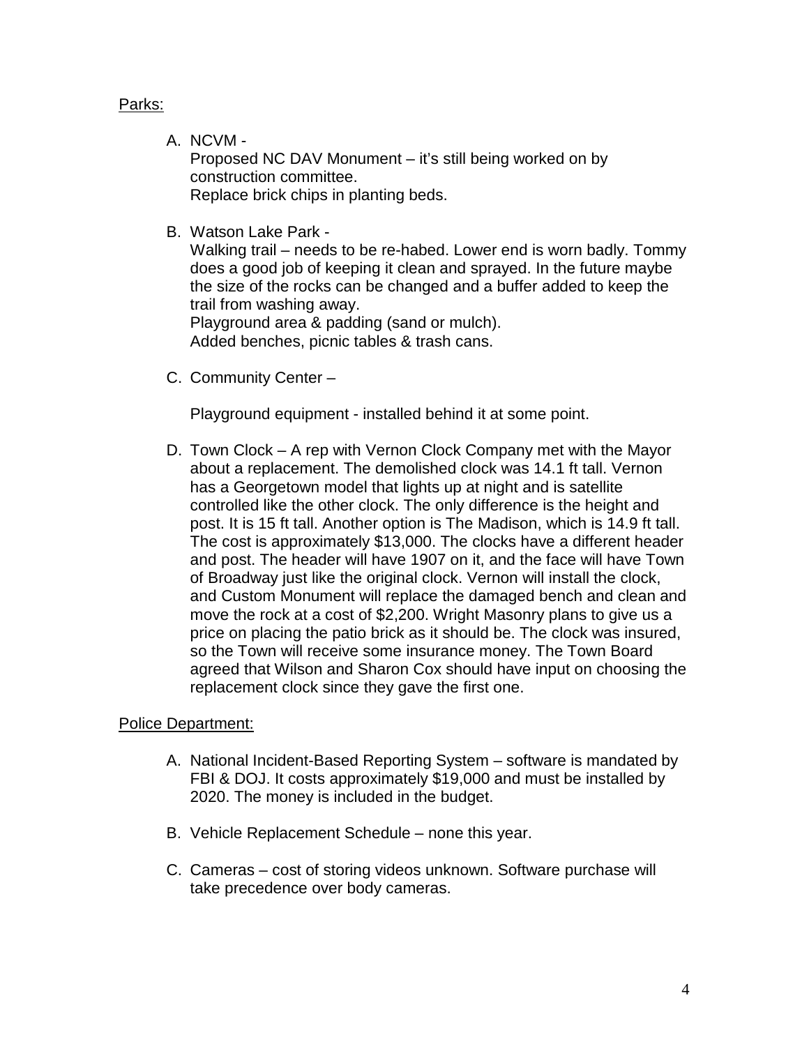<u>Parks:</u>

A. NCVM -
   Proposed NC DAV Monument – it's still being worked on by construction committee.
   Replace brick chips in planting beds.

B. Watson Lake Park -
   Walking trail – needs to be re-habed. Lower end is worn badly. Tommy does a good job of keeping it clean and sprayed. In the future maybe the size of the rocks can be changed and a buffer added to keep the trail from washing away.
   Playground area & padding (sand or mulch).
   Added benches, picnic tables & trash cans.

C. Community Center –

   Playground equipment - installed behind it at some point.

D. Town Clock – A rep with Vernon Clock Company met with the Mayor about a replacement. The demolished clock was 14.1 ft tall. Vernon has a Georgetown model that lights up at night and is satellite controlled like the other clock. The only difference is the height and post. It is 15 ft tall. Another option is The Madison, which is 14.9 ft tall. The cost is approximately $13,000. The clocks have a different header and post. The header will have 1907 on it, and the face will have Town of Broadway just like the original clock. Vernon will install the clock, and Custom Monument will replace the damaged bench and clean and move the rock at a cost of $2,200. Wright Masonry plans to give us a price on placing the patio brick as it should be. The clock was insured, so the Town will receive some insurance money. The Town Board agreed that Wilson and Sharon Cox should have input on choosing the replacement clock since they gave the first one.

<u>Police Department:</u>

A. National Incident-Based Reporting System – software is mandated by FBI & DOJ. It costs approximately $19,000 and must be installed by 2020. The money is included in the budget.

B. Vehicle Replacement Schedule – none this year.

C. Cameras – cost of storing videos unknown. Software purchase will take precedence over body cameras.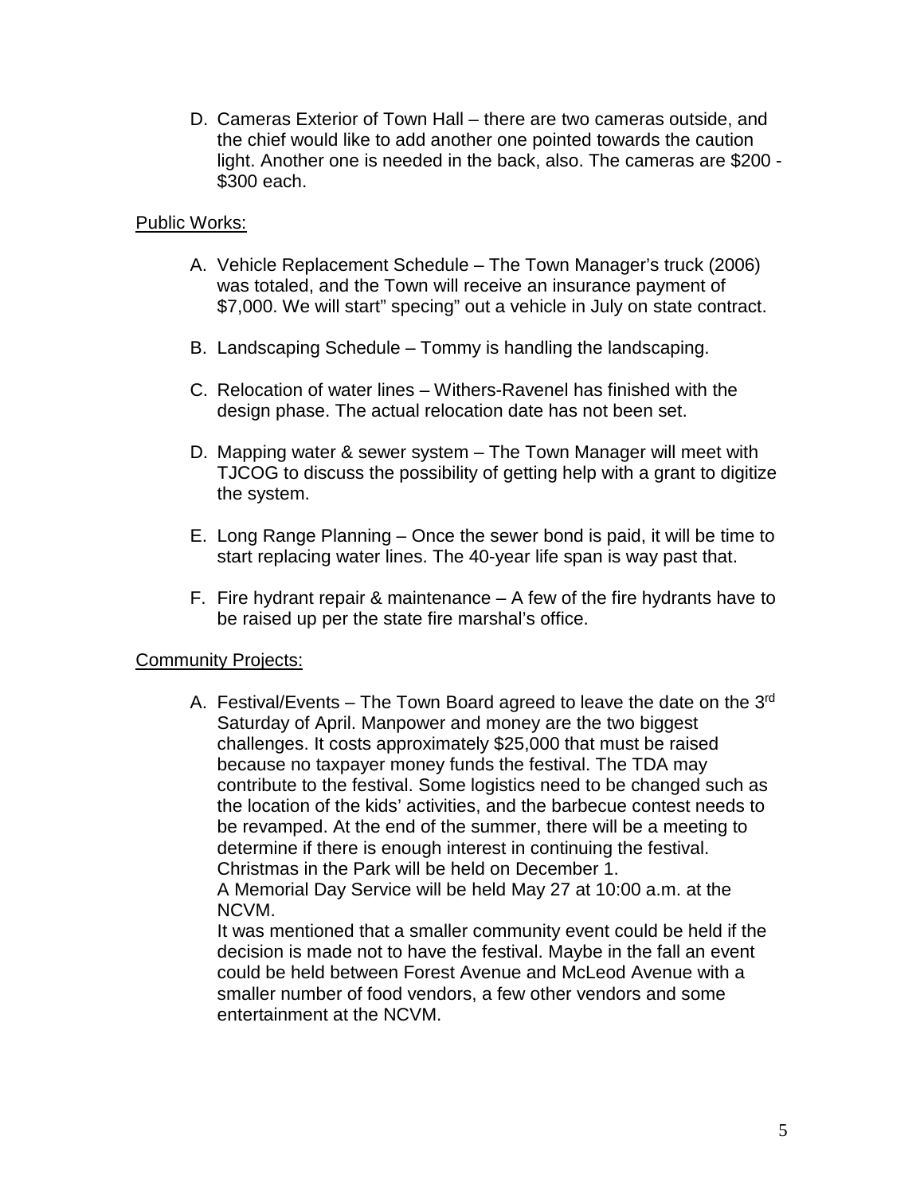D. Cameras Exterior of Town Hall – there are two cameras outside, and the chief would like to add another one pointed towards the caution light. Another one is needed in the back, also. The cameras are $200 - $300 each.

Public Works:

A. Vehicle Replacement Schedule – The Town Manager's truck (2006) was totaled, and the Town will receive an insurance payment of $7,000. We will start" specing" out a vehicle in July on state contract.

B. Landscaping Schedule – Tommy is handling the landscaping.

C. Relocation of water lines – Withers-Ravenel has finished with the design phase. The actual relocation date has not been set.

D. Mapping water & sewer system – The Town Manager will meet with TJCOG to discuss the possibility of getting help with a grant to digitize the system.

E. Long Range Planning – Once the sewer bond is paid, it will be time to start replacing water lines. The 40-year life span is way past that.

F. Fire hydrant repair & maintenance – A few of the fire hydrants have to be raised up per the state fire marshal's office.

Community Projects:

A. Festival/Events – The Town Board agreed to leave the date on the 3rd Saturday of April. Manpower and money are the two biggest challenges. It costs approximately $25,000 that must be raised because no taxpayer money funds the festival. The TDA may contribute to the festival. Some logistics need to be changed such as the location of the kids' activities, and the barbecue contest needs to be revamped. At the end of the summer, there will be a meeting to determine if there is enough interest in continuing the festival.
Christmas in the Park will be held on December 1.
A Memorial Day Service will be held May 27 at 10:00 a.m. at the NCVM.
It was mentioned that a smaller community event could be held if the decision is made not to have the festival. Maybe in the fall an event could be held between Forest Avenue and McLeod Avenue with a smaller number of food vendors, a few other vendors and some entertainment at the NCVM.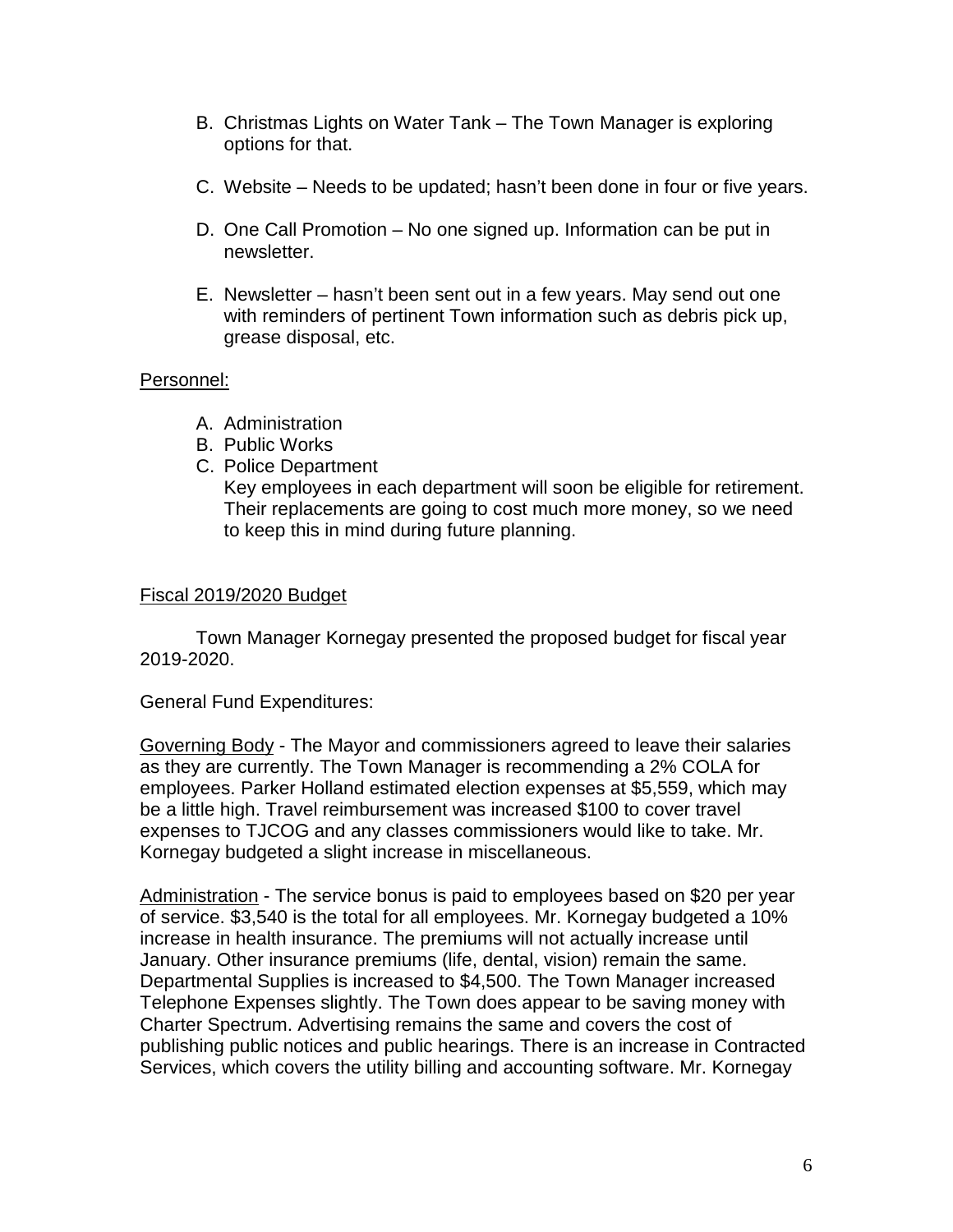B. Christmas Lights on Water Tank – The Town Manager is exploring options for that.

C. Website – Needs to be updated; hasn't been done in four or five years.

D. One Call Promotion – No one signed up. Information can be put in newsletter.

E. Newsletter – hasn't been sent out in a few years. May send out one with reminders of pertinent Town information such as debris pick up, grease disposal, etc.

Personnel:

A. Administration
B. Public Works
C. Police Department
   Key employees in each department will soon be eligible for retirement. Their replacements are going to cost much more money, so we need to keep this in mind during future planning.

Fiscal 2019/2020 Budget

Town Manager Kornegay presented the proposed budget for fiscal year 2019-2020.

General Fund Expenditures:

Governing Body - The Mayor and commissioners agreed to leave their salaries as they are currently. The Town Manager is recommending a 2% COLA for employees. Parker Holland estimated election expenses at $5,559, which may be a little high. Travel reimbursement was increased $100 to cover travel expenses to TJCOG and any classes commissioners would like to take. Mr. Kornegay budgeted a slight increase in miscellaneous.

Administration - The service bonus is paid to employees based on $20 per year of service. $3,540 is the total for all employees. Mr. Kornegay budgeted a 10% increase in health insurance. The premiums will not actually increase until January. Other insurance premiums (life, dental, vision) remain the same. Departmental Supplies is increased to $4,500. The Town Manager increased Telephone Expenses slightly. The Town does appear to be saving money with Charter Spectrum. Advertising remains the same and covers the cost of publishing public notices and public hearings. There is an increase in Contracted Services, which covers the utility billing and accounting software. Mr. Kornegay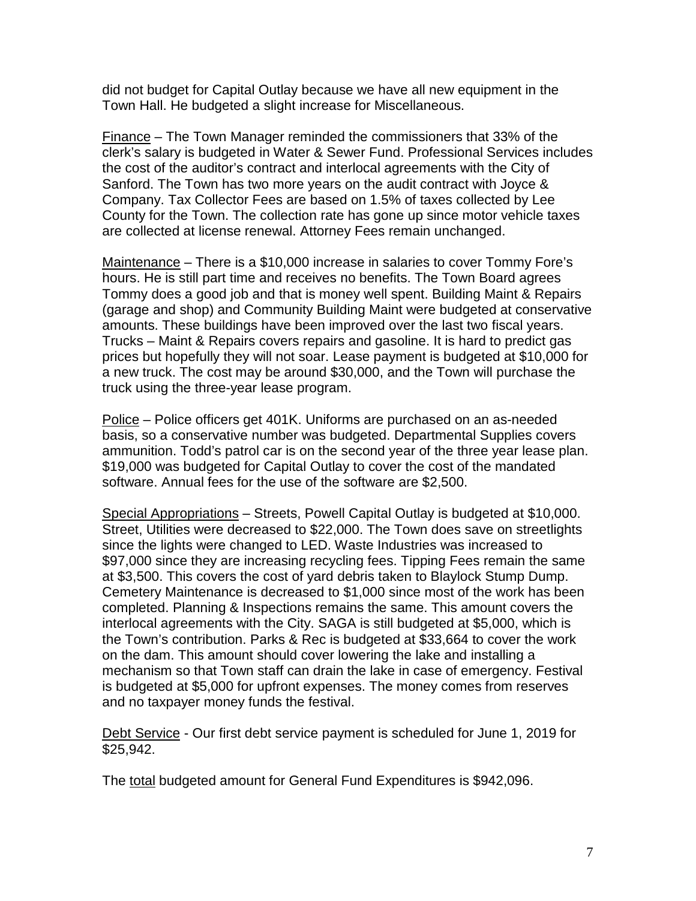did not budget for Capital Outlay because we have all new equipment in the Town Hall. He budgeted a slight increase for Miscellaneous.

<u>Finance</u> – The Town Manager reminded the commissioners that 33% of the clerk's salary is budgeted in Water & Sewer Fund. Professional Services includes the cost of the auditor's contract and interlocal agreements with the City of Sanford. The Town has two more years on the audit contract with Joyce & Company. Tax Collector Fees are based on 1.5% of taxes collected by Lee County for the Town. The collection rate has gone up since motor vehicle taxes are collected at license renewal. Attorney Fees remain unchanged.

<u>Maintenance</u> – There is a $10,000 increase in salaries to cover Tommy Fore's hours. He is still part time and receives no benefits. The Town Board agrees Tommy does a good job and that is money well spent. Building Maint & Repairs (garage and shop) and Community Building Maint were budgeted at conservative amounts. These buildings have been improved over the last two fiscal years. Trucks – Maint & Repairs covers repairs and gasoline. It is hard to predict gas prices but hopefully they will not soar. Lease payment is budgeted at $10,000 for a new truck. The cost may be around $30,000, and the Town will purchase the truck using the three-year lease program.

<u>Police</u> – Police officers get 401K. Uniforms are purchased on an as-needed basis, so a conservative number was budgeted. Departmental Supplies covers ammunition. Todd's patrol car is on the second year of the three year lease plan. $19,000 was budgeted for Capital Outlay to cover the cost of the mandated software. Annual fees for the use of the software are $2,500.

<u>Special Appropriations</u> – Streets, Powell Capital Outlay is budgeted at $10,000. Street, Utilities were decreased to $22,000. The Town does save on streetlights since the lights were changed to LED. Waste Industries was increased to $97,000 since they are increasing recycling fees. Tipping Fees remain the same at $3,500. This covers the cost of yard debris taken to Blaylock Stump Dump. Cemetery Maintenance is decreased to $1,000 since most of the work has been completed. Planning & Inspections remains the same. This amount covers the interlocal agreements with the City. SAGA is still budgeted at $5,000, which is the Town's contribution. Parks & Rec is budgeted at $33,664 to cover the work on the dam. This amount should cover lowering the lake and installing a mechanism so that Town staff can drain the lake in case of emergency. Festival is budgeted at $5,000 for upfront expenses. The money comes from reserves and no taxpayer money funds the festival.

<u>Debt Service</u> - Our first debt service payment is scheduled for June 1, 2019 for $25,942.

The <u>total</u> budgeted amount for General Fund Expenditures is $942,096.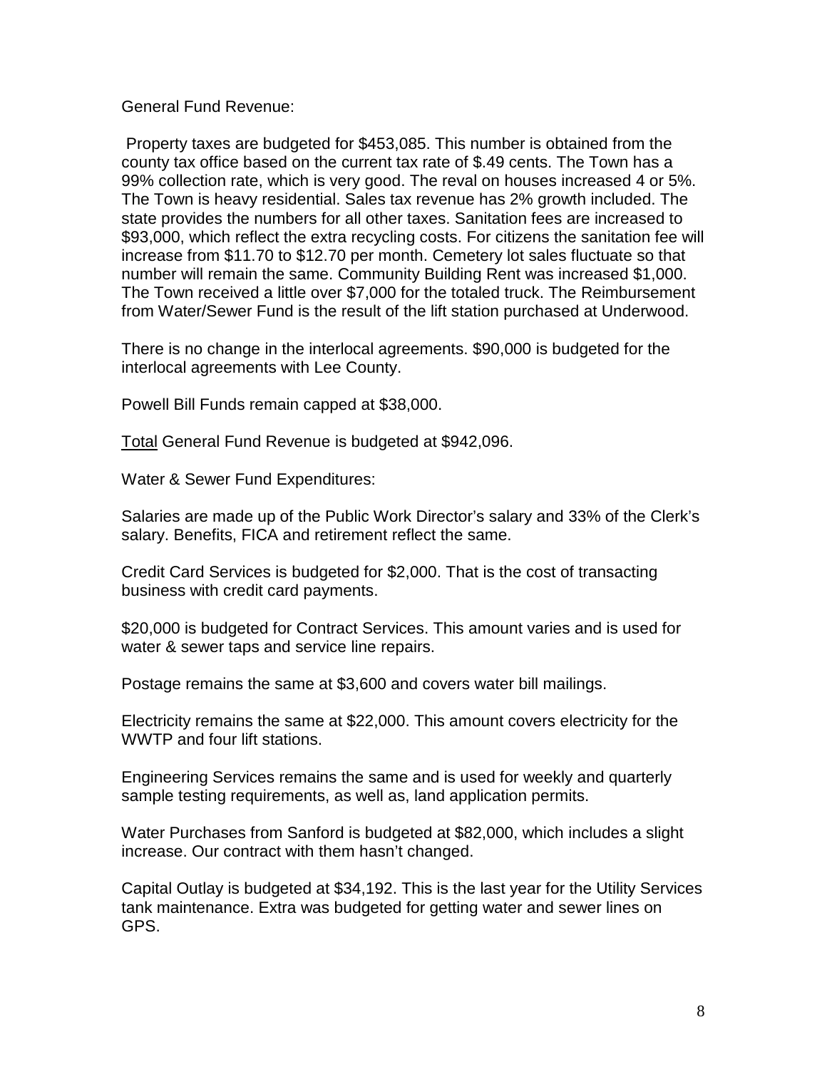General Fund Revenue:

Property taxes are budgeted for $453,085. This number is obtained from the county tax office based on the current tax rate of $.49 cents. The Town has a 99% collection rate, which is very good. The reval on houses increased 4 or 5%. The Town is heavy residential. Sales tax revenue has 2% growth included. The state provides the numbers for all other taxes. Sanitation fees are increased to $93,000, which reflect the extra recycling costs. For citizens the sanitation fee will increase from $11.70 to $12.70 per month. Cemetery lot sales fluctuate so that number will remain the same. Community Building Rent was increased $1,000. The Town received a little over $7,000 for the totaled truck. The Reimbursement from Water/Sewer Fund is the result of the lift station purchased at Underwood.

There is no change in the interlocal agreements. $90,000 is budgeted for the interlocal agreements with Lee County.

Powell Bill Funds remain capped at $38,000.

<u>Total</u> General Fund Revenue is budgeted at $942,096.

Water & Sewer Fund Expenditures:

Salaries are made up of the Public Work Director's salary and 33% of the Clerk's salary. Benefits, FICA and retirement reflect the same.

Credit Card Services is budgeted for $2,000. That is the cost of transacting business with credit card payments.

$20,000 is budgeted for Contract Services. This amount varies and is used for water & sewer taps and service line repairs.

Postage remains the same at $3,600 and covers water bill mailings.

Electricity remains the same at $22,000. This amount covers electricity for the WWTP and four lift stations.

Engineering Services remains the same and is used for weekly and quarterly sample testing requirements, as well as, land application permits.

Water Purchases from Sanford is budgeted at $82,000, which includes a slight increase. Our contract with them hasn't changed.

Capital Outlay is budgeted at $34,192. This is the last year for the Utility Services tank maintenance. Extra was budgeted for getting water and sewer lines on GPS.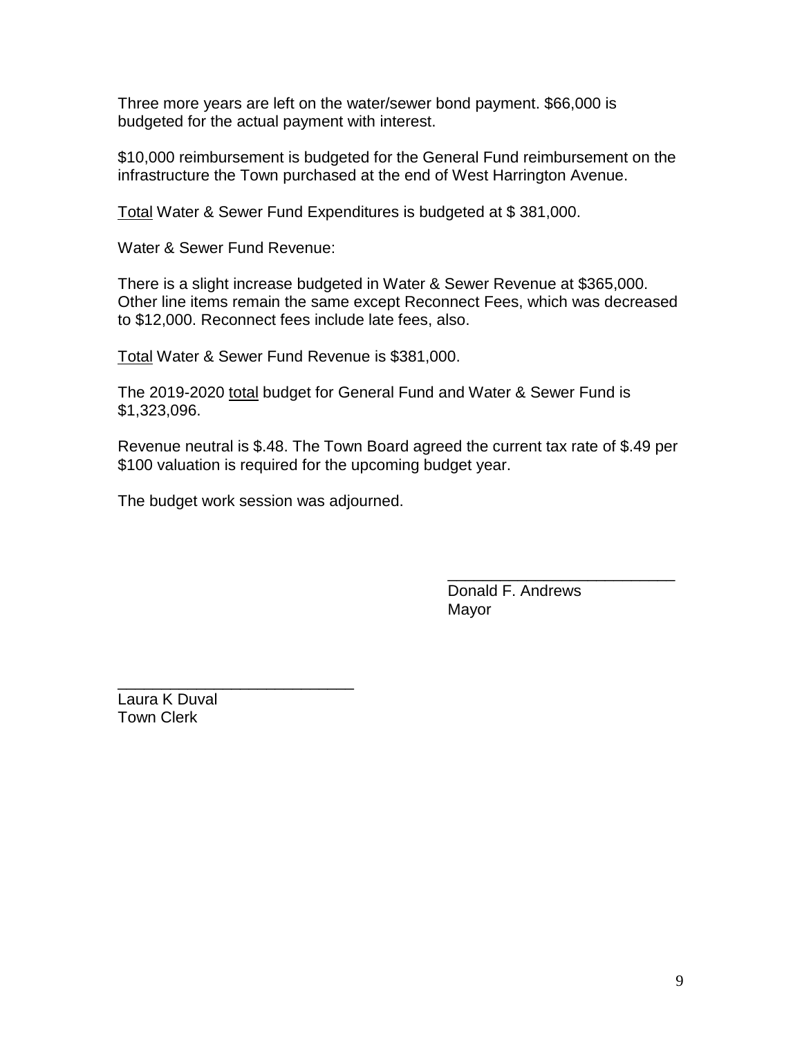Three more years are left on the water/sewer bond payment. $66,000 is budgeted for the actual payment with interest.

$10,000 reimbursement is budgeted for the General Fund reimbursement on the infrastructure the Town purchased at the end of West Harrington Avenue.

<u>Total</u> Water & Sewer Fund Expenditures is budgeted at $ 381,000.

Water & Sewer Fund Revenue:

There is a slight increase budgeted in Water & Sewer Revenue at $365,000. Other line items remain the same except Reconnect Fees, which was decreased to $12,000. Reconnect fees include late fees, also.

<u>Total</u> Water & Sewer Fund Revenue is $381,000.

The 2019-2020 <u>total</u> budget for General Fund and Water & Sewer Fund is $1,323,096.

Revenue neutral is $.48. The Town Board agreed the current tax rate of $.49 per $100 valuation is required for the upcoming budget year.

The budget work session was adjourned.

\_\_\_\_\_\_\_\_\_\_\_\_\_\_\_\_\_\_\_\_\_\_\_\_\_\_\_
Donald F. Andrews
Mayor

\_\_\_\_\_\_\_\_\_\_\_\_\_\_\_\_\_\_\_\_\_\_\_\_\_\_\_
Laura K Duval
Town Clerk